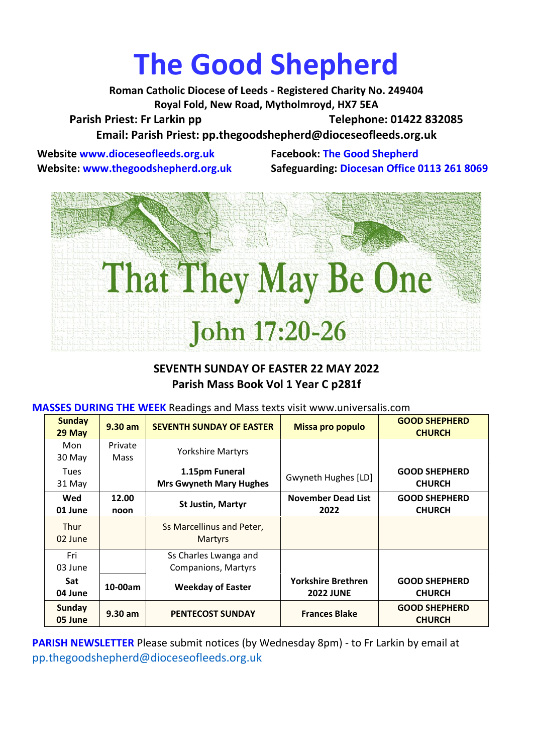# The Good Shepherd

**Roman Catholic Diocese of Leeds - Registered Charity No. 249404**
**Royal Fold, New Road, Mytholmroyd, HX7 5EA**
**Parish Priest: Fr Larkin pp** **Telephone: 01422 832085**
**Email: Parish Priest: pp.thegoodshepherd@dioceseofleeds.org.uk**

**Website www.dioceseofleeds.org.uk**
**Website: www.thegoodshepherd.org.uk**
**Facebook: The Good Shepherd**
**Safeguarding: Diocesan Office 0113 261 8069**

That They May Be One
John 17:20-26

## SEVENTH SUNDAY OF EASTER 22 MAY 2022
**Parish Mass Book Vol 1 Year C p281f**

**MASSES DURING THE WEEK** Readings and Mass texts visit www.universalis.com

| | | | | |
|---|---|---|---|---|
| **Sunday 29 May** | **9.30 am** | **SEVENTH SUNDAY OF EASTER** | **Missa pro populo** | **GOOD SHEPHERD CHURCH** |
| Mon 30 May | Private Mass | Yorkshire Martyrs | | |
| Tues 31 May | | **1.15pm Funeral Mrs Gwyneth Mary Hughes** | Gwyneth Hughes [LD] | **GOOD SHEPHERD CHURCH** |
| **Wed 01 June** | **12.00 noon** | **St Justin, Martyr** | **November Dead List 2022** | **GOOD SHEPHERD CHURCH** |
| Thur 02 June | | Ss Marcellinus and Peter, Martyrs | | |
| Fri 03 June | | Ss Charles Lwanga and Companions, Martyrs | | |
| **Sat 04 June** | **10-00am** | **Weekday of Easter** | **Yorkshire Brethren 2022 JUNE** | **GOOD SHEPHERD CHURCH** |
| **Sunday 05 June** | **9.30 am** | **PENTECOST SUNDAY** | **Frances Blake** | **GOOD SHEPHERD CHURCH** |

**PARISH NEWSLETTER** Please submit notices (by Wednesday 8pm) - to Fr Larkin by email at pp.thegoodshepherd@dioceseofleeds.org.uk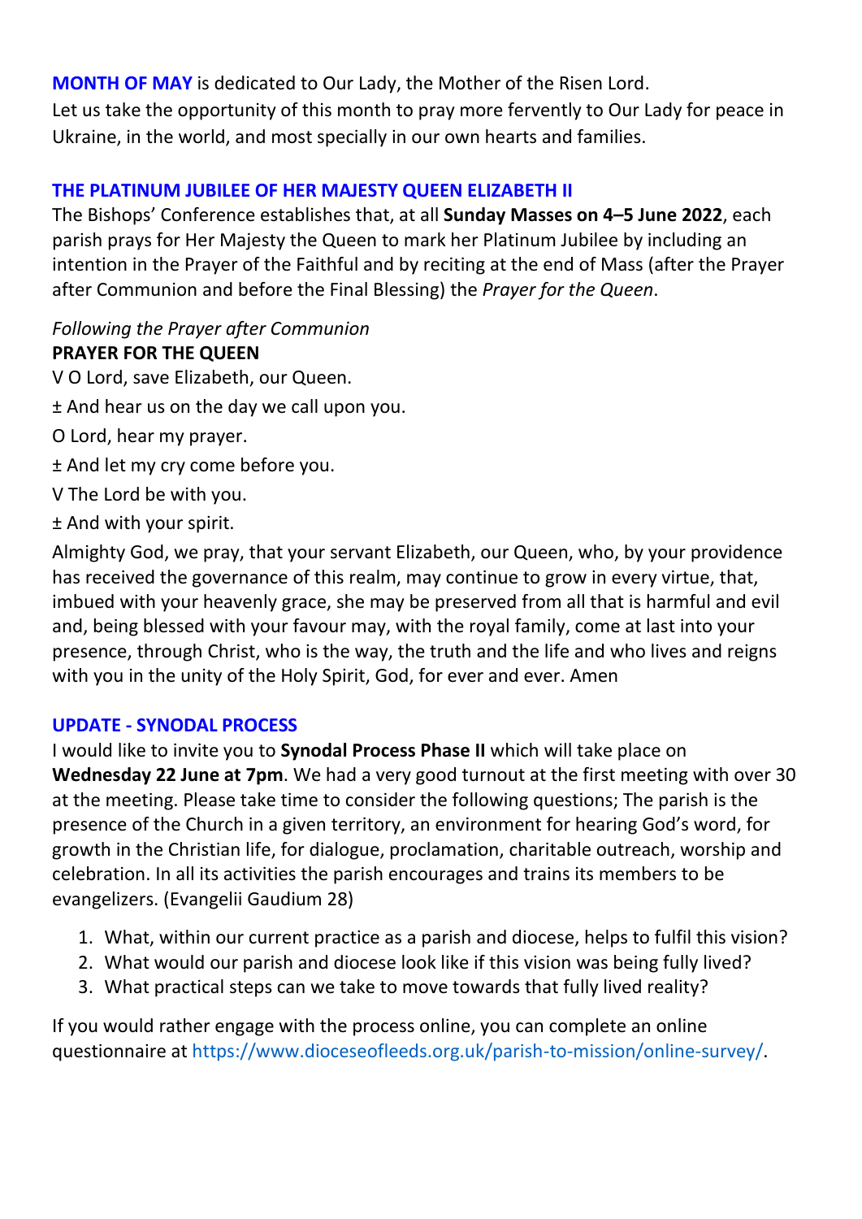**MONTH OF MAY** is dedicated to Our Lady, the Mother of the Risen Lord.
Let us take the opportunity of this month to pray more fervently to Our Lady for peace in Ukraine, in the world, and most specially in our own hearts and families.

**THE PLATINUM JUBILEE OF HER MAJESTY QUEEN ELIZABETH II**

The Bishops' Conference establishes that, at all **Sunday Masses on 4–5 June 2022**, each parish prays for Her Majesty the Queen to mark her Platinum Jubilee by including an intention in the Prayer of the Faithful and by reciting at the end of Mass (after the Prayer after Communion and before the Final Blessing) the *Prayer for the Queen*.

*Following the Prayer after Communion*

**PRAYER FOR THE QUEEN**

V O Lord, save Elizabeth, our Queen.

± And hear us on the day we call upon you.

O Lord, hear my prayer.

± And let my cry come before you.

V The Lord be with you.

± And with your spirit.

Almighty God, we pray, that your servant Elizabeth, our Queen, who, by your providence has received the governance of this realm, may continue to grow in every virtue, that, imbued with your heavenly grace, she may be preserved from all that is harmful and evil and, being blessed with your favour may, with the royal family, come at last into your presence, through Christ, who is the way, the truth and the life and who lives and reigns with you in the unity of the Holy Spirit, God, for ever and ever. Amen

**UPDATE - SYNODAL PROCESS**

I would like to invite you to **Synodal Process Phase II** which will take place on **Wednesday 22 June at 7pm**. We had a very good turnout at the first meeting with over 30 at the meeting. Please take time to consider the following questions; The parish is the presence of the Church in a given territory, an environment for hearing God's word, for growth in the Christian life, for dialogue, proclamation, charitable outreach, worship and celebration. In all its activities the parish encourages and trains its members to be evangelizers. (Evangelii Gaudium 28)

1. What, within our current practice as a parish and diocese, helps to fulfil this vision?
2. What would our parish and diocese look like if this vision was being fully lived?
3. What practical steps can we take to move towards that fully lived reality?

If you would rather engage with the process online, you can complete an online questionnaire at https://www.dioceseofleeds.org.uk/parish-to-mission/online-survey/.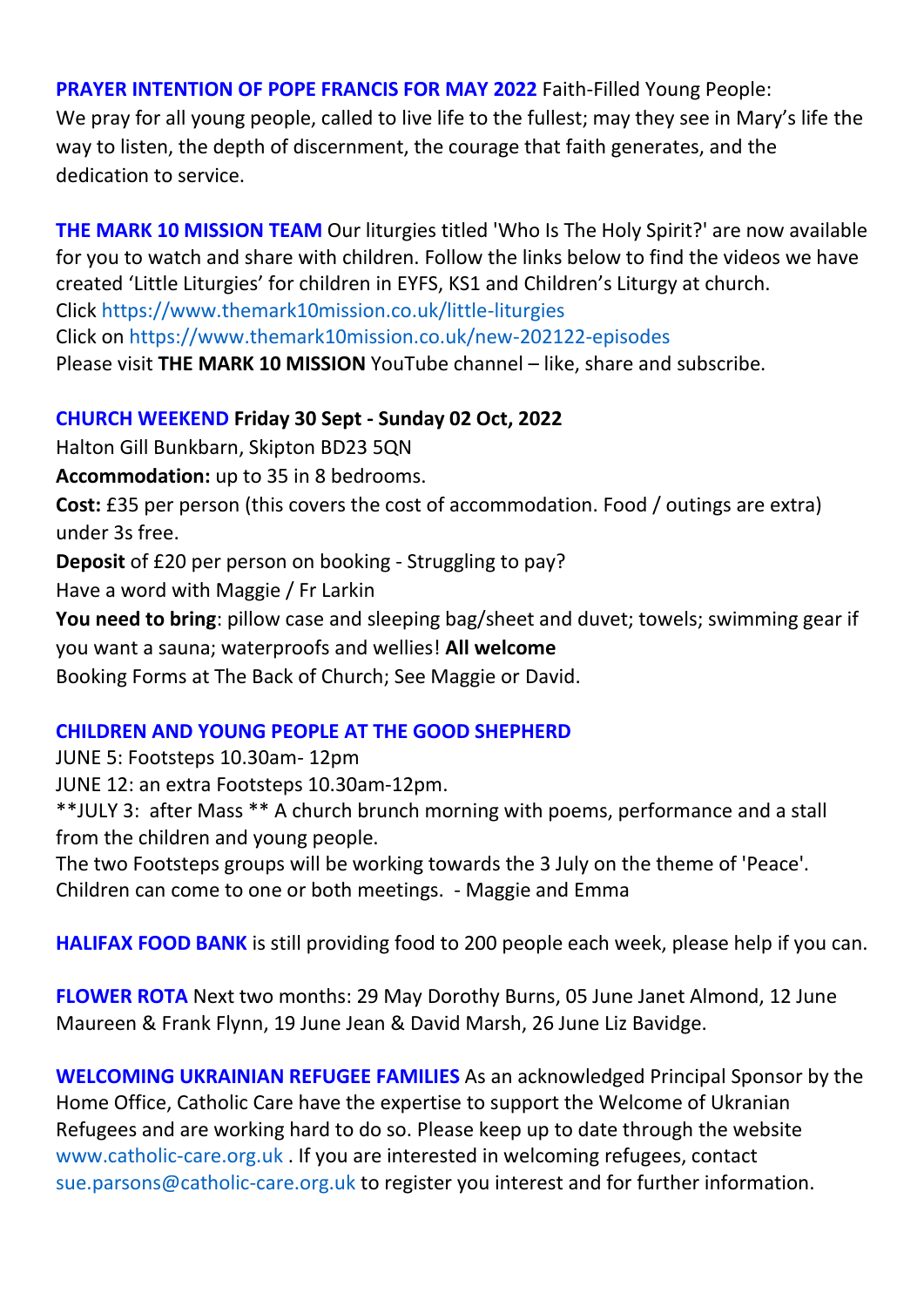**PRAYER INTENTION OF POPE FRANCIS FOR MAY 2022** Faith-Filled Young People: We pray for all young people, called to live life to the fullest; may they see in Mary's life the way to listen, the depth of discernment, the courage that faith generates, and the dedication to service.

**THE MARK 10 MISSION TEAM** Our liturgies titled 'Who Is The Holy Spirit?' are now available for you to watch and share with children. Follow the links below to find the videos we have created 'Little Liturgies' for children in EYFS, KS1 and Children's Liturgy at church.
Click https://www.themark10mission.co.uk/little-liturgies
Click on https://www.themark10mission.co.uk/new-202122-episodes
Please visit **THE MARK 10 MISSION** YouTube channel – like, share and subscribe.

**CHURCH WEEKEND Friday 30 Sept - Sunday 02 Oct, 2022**
Halton Gill Bunkbarn, Skipton BD23 5QN
**Accommodation:** up to 35 in 8 bedrooms.
**Cost:** £35 per person (this covers the cost of accommodation. Food / outings are extra) under 3s free.
**Deposit** of £20 per person on booking - Struggling to pay?
Have a word with Maggie / Fr Larkin
**You need to bring**: pillow case and sleeping bag/sheet and duvet; towels; swimming gear if you want a sauna; waterproofs and wellies! **All welcome**
Booking Forms at The Back of Church; See Maggie or David.

**CHILDREN AND YOUNG PEOPLE AT THE GOOD SHEPHERD**
JUNE 5: Footsteps 10.30am- 12pm
JUNE 12: an extra Footsteps 10.30am-12pm.
**JULY 3: after Mass ** A church brunch morning with poems, performance and a stall from the children and young people.
The two Footsteps groups will be working towards the 3 July on the theme of 'Peace'. Children can come to one or both meetings. - Maggie and Emma

**HALIFAX FOOD BANK** is still providing food to 200 people each week, please help if you can.

**FLOWER ROTA** Next two months: 29 May Dorothy Burns, 05 June Janet Almond, 12 June Maureen & Frank Flynn, 19 June Jean & David Marsh, 26 June Liz Bavidge.

**WELCOMING UKRAINIAN REFUGEE FAMILIES** As an acknowledged Principal Sponsor by the Home Office, Catholic Care have the expertise to support the Welcome of Ukranian Refugees and are working hard to do so. Please keep up to date through the website www.catholic-care.org.uk . If you are interested in welcoming refugees, contact sue.parsons@catholic-care.org.uk to register you interest and for further information.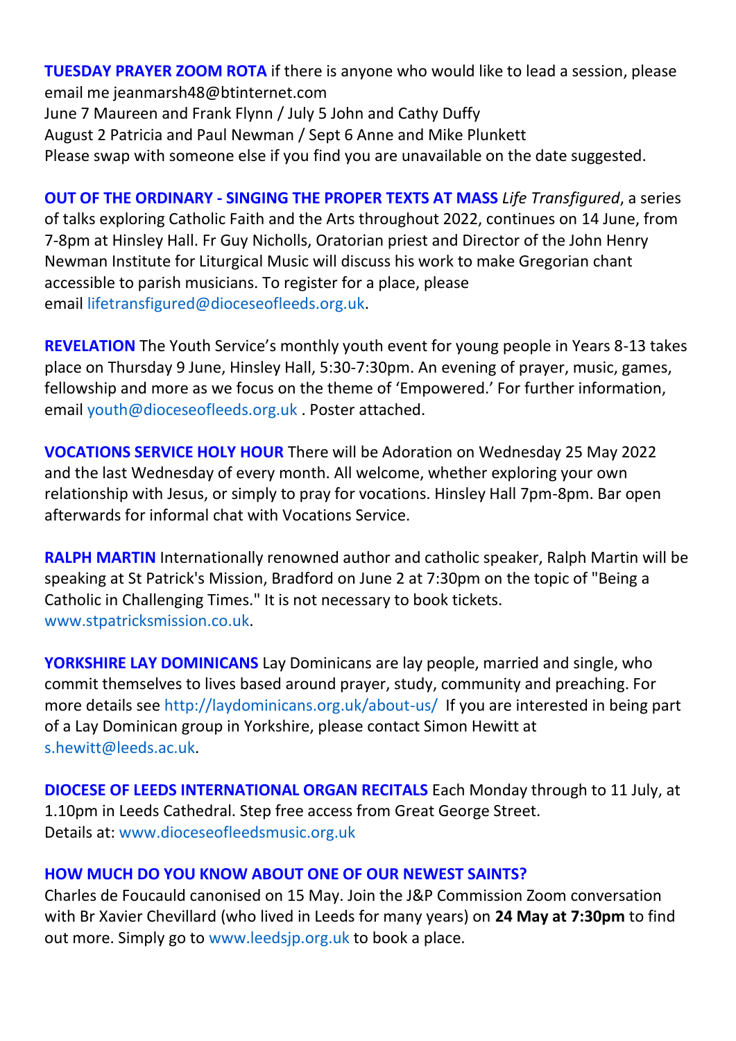**TUESDAY PRAYER ZOOM ROTA** if there is anyone who would like to lead a session, please email me jeanmarsh48@btinternet.com
June 7 Maureen and Frank Flynn / July 5 John and Cathy Duffy
August 2 Patricia and Paul Newman / Sept 6 Anne and Mike Plunkett
Please swap with someone else if you find you are unavailable on the date suggested.

**OUT OF THE ORDINARY - SINGING THE PROPER TEXTS AT MASS** *Life Transfigured*, a series of talks exploring Catholic Faith and the Arts throughout 2022, continues on 14 June, from 7-8pm at Hinsley Hall. Fr Guy Nicholls, Oratorian priest and Director of the John Henry Newman Institute for Liturgical Music will discuss his work to make Gregorian chant accessible to parish musicians. To register for a place, please email lifetransfigured@dioceseofleeds.org.uk.

**REVELATION** The Youth Service's monthly youth event for young people in Years 8-13 takes place on Thursday 9 June, Hinsley Hall, 5:30-7:30pm. An evening of prayer, music, games, fellowship and more as we focus on the theme of 'Empowered.' For further information, email youth@dioceseofleeds.org.uk . Poster attached.

**VOCATIONS SERVICE HOLY HOUR** There will be Adoration on Wednesday 25 May 2022 and the last Wednesday of every month. All welcome, whether exploring your own relationship with Jesus, or simply to pray for vocations. Hinsley Hall 7pm-8pm. Bar open afterwards for informal chat with Vocations Service.

**RALPH MARTIN** Internationally renowned author and catholic speaker, Ralph Martin will be speaking at St Patrick's Mission, Bradford on June 2 at 7:30pm on the topic of "Being a Catholic in Challenging Times." It is not necessary to book tickets. www.stpatricksmission.co.uk.

**YORKSHIRE LAY DOMINICANS** Lay Dominicans are lay people, married and single, who commit themselves to lives based around prayer, study, community and preaching. For more details see http://laydominicans.org.uk/about-us/ If you are interested in being part of a Lay Dominican group in Yorkshire, please contact Simon Hewitt at s.hewitt@leeds.ac.uk.

**DIOCESE OF LEEDS INTERNATIONAL ORGAN RECITALS** Each Monday through to 11 July, at 1.10pm in Leeds Cathedral. Step free access from Great George Street. Details at: www.dioceseofleedsmusic.org.uk

**HOW MUCH DO YOU KNOW ABOUT ONE OF OUR NEWEST SAINTS?**
Charles de Foucauld canonised on 15 May. Join the J&P Commission Zoom conversation with Br Xavier Chevillard (who lived in Leeds for many years) on **24 May at 7:30pm** to find out more. Simply go to www.leedsjp.org.uk to book a place.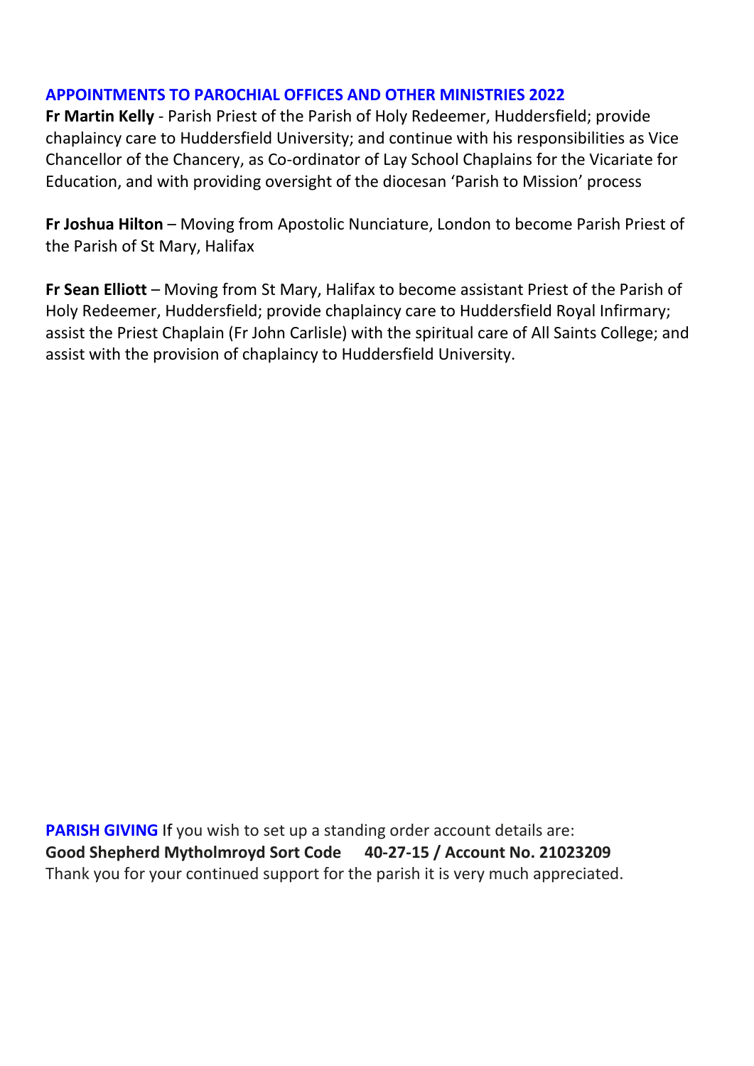**APPOINTMENTS TO PAROCHIAL OFFICES AND OTHER MINISTRIES 2022**

**Fr Martin Kelly** - Parish Priest of the Parish of Holy Redeemer, Huddersfield; provide chaplaincy care to Huddersfield University; and continue with his responsibilities as Vice Chancellor of the Chancery, as Co-ordinator of Lay School Chaplains for the Vicariate for Education, and with providing oversight of the diocesan 'Parish to Mission' process

**Fr Joshua Hilton** – Moving from Apostolic Nunciature, London to become Parish Priest of the Parish of St Mary, Halifax

**Fr Sean Elliott** – Moving from St Mary, Halifax to become assistant Priest of the Parish of Holy Redeemer, Huddersfield; provide chaplaincy care to Huddersfield Royal Infirmary; assist the Priest Chaplain (Fr John Carlisle) with the spiritual care of All Saints College; and assist with the provision of chaplaincy to Huddersfield University.

**PARISH GIVING** If you wish to set up a standing order account details are:
**Good Shepherd Mytholmroyd Sort Code 40-27-15 / Account No. 21023209**
Thank you for your continued support for the parish it is very much appreciated.